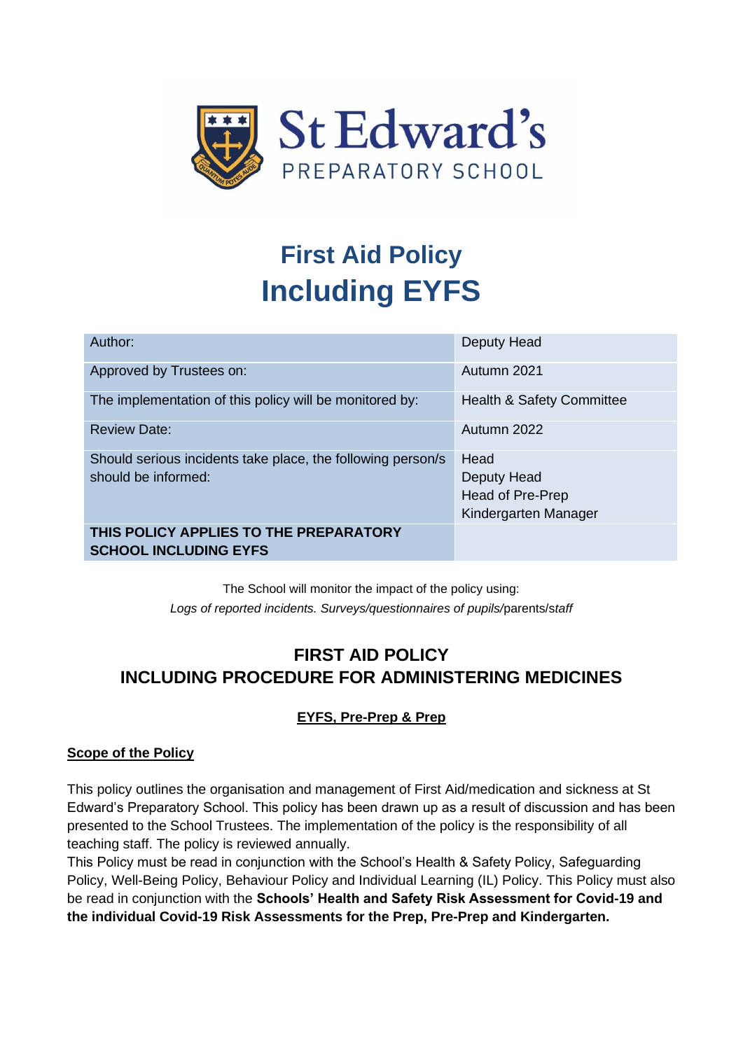St Edward's PREPARATORY SCHOOL

# First Aid Policy Including EYFS

| Author: | Deputy Head |
|---|---|
| Approved by Trustees on: | Autumn 2021 |
| The implementation of this policy will be monitored by: | Health & Safety Committee |
| Review Date: | Autumn 2022 |
| Should serious incidents take place, the following person/s should be informed: | Head<br>Deputy Head<br>Head of Pre-Prep<br>Kindergarten Manager |
| **THIS POLICY APPLIES TO THE PREPARATORY SCHOOL INCLUDING EYFS** | |

The School will monitor the impact of the policy using:
*Logs of reported incidents. Surveys/questionnaires of pupils/*parents/*staff*

## FIRST AID POLICY
## INCLUDING PROCEDURE FOR ADMINISTERING MEDICINES

**EYFS, Pre-Prep & Prep**

**Scope of the Policy**

This policy outlines the organisation and management of First Aid/medication and sickness at St Edward's Preparatory School. This policy has been drawn up as a result of discussion and has been presented to the School Trustees. The implementation of the policy is the responsibility of all teaching staff. The policy is reviewed annually.
This Policy must be read in conjunction with the School's Health & Safety Policy, Safeguarding Policy, Well-Being Policy, Behaviour Policy and Individual Learning (IL) Policy. This Policy must also be read in conjunction with the **Schools' Health and Safety Risk Assessment for Covid-19 and the individual Covid-19 Risk Assessments for the Prep, Pre-Prep and Kindergarten.**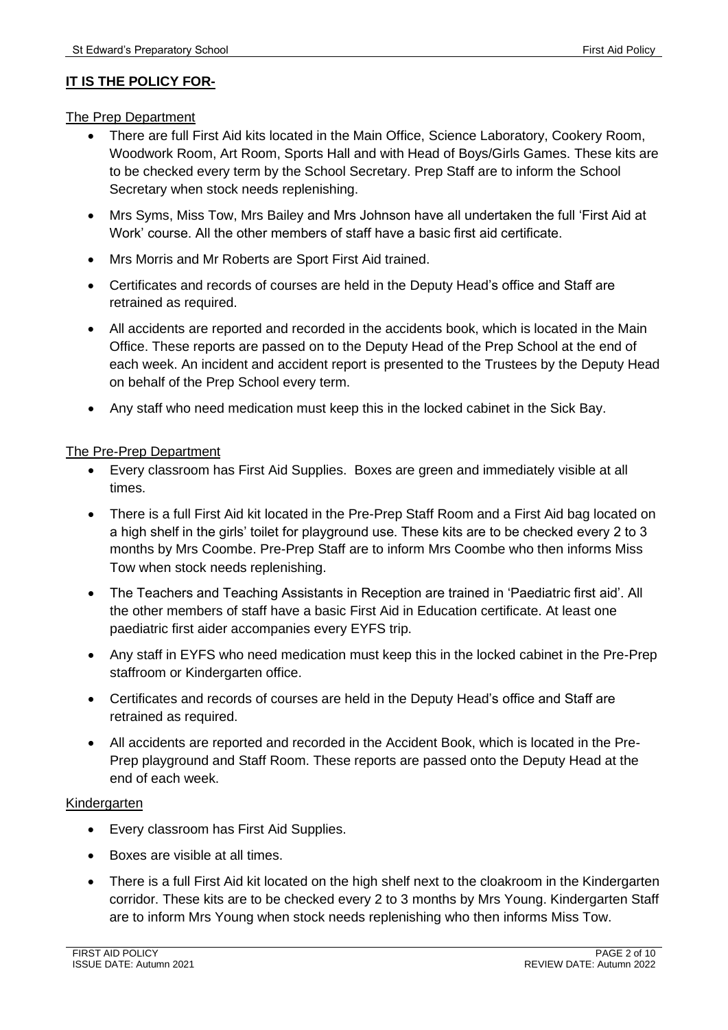**IT IS THE POLICY FOR-**

The Prep Department

- There are full First Aid kits located in the Main Office, Science Laboratory, Cookery Room, Woodwork Room, Art Room, Sports Hall and with Head of Boys/Girls Games. These kits are to be checked every term by the School Secretary. Prep Staff are to inform the School Secretary when stock needs replenishing.
- Mrs Syms, Miss Tow, Mrs Bailey and Mrs Johnson have all undertaken the full 'First Aid at Work' course. All the other members of staff have a basic first aid certificate.
- Mrs Morris and Mr Roberts are Sport First Aid trained.
- Certificates and records of courses are held in the Deputy Head's office and Staff are retrained as required.
- All accidents are reported and recorded in the accidents book, which is located in the Main Office. These reports are passed on to the Deputy Head of the Prep School at the end of each week. An incident and accident report is presented to the Trustees by the Deputy Head on behalf of the Prep School every term.
- Any staff who need medication must keep this in the locked cabinet in the Sick Bay.

The Pre-Prep Department

- Every classroom has First Aid Supplies. Boxes are green and immediately visible at all times.
- There is a full First Aid kit located in the Pre-Prep Staff Room and a First Aid bag located on a high shelf in the girls' toilet for playground use. These kits are to be checked every 2 to 3 months by Mrs Coombe. Pre-Prep Staff are to inform Mrs Coombe who then informs Miss Tow when stock needs replenishing.
- The Teachers and Teaching Assistants in Reception are trained in 'Paediatric first aid'. All the other members of staff have a basic First Aid in Education certificate. At least one paediatric first aider accompanies every EYFS trip.
- Any staff in EYFS who need medication must keep this in the locked cabinet in the Pre-Prep staffroom or Kindergarten office.
- Certificates and records of courses are held in the Deputy Head's office and Staff are retrained as required.
- All accidents are reported and recorded in the Accident Book, which is located in the Pre-Prep playground and Staff Room. These reports are passed onto the Deputy Head at the end of each week.

Kindergarten

- Every classroom has First Aid Supplies.
- Boxes are visible at all times.
- There is a full First Aid kit located on the high shelf next to the cloakroom in the Kindergarten corridor. These kits are to be checked every 2 to 3 months by Mrs Young. Kindergarten Staff are to inform Mrs Young when stock needs replenishing who then informs Miss Tow.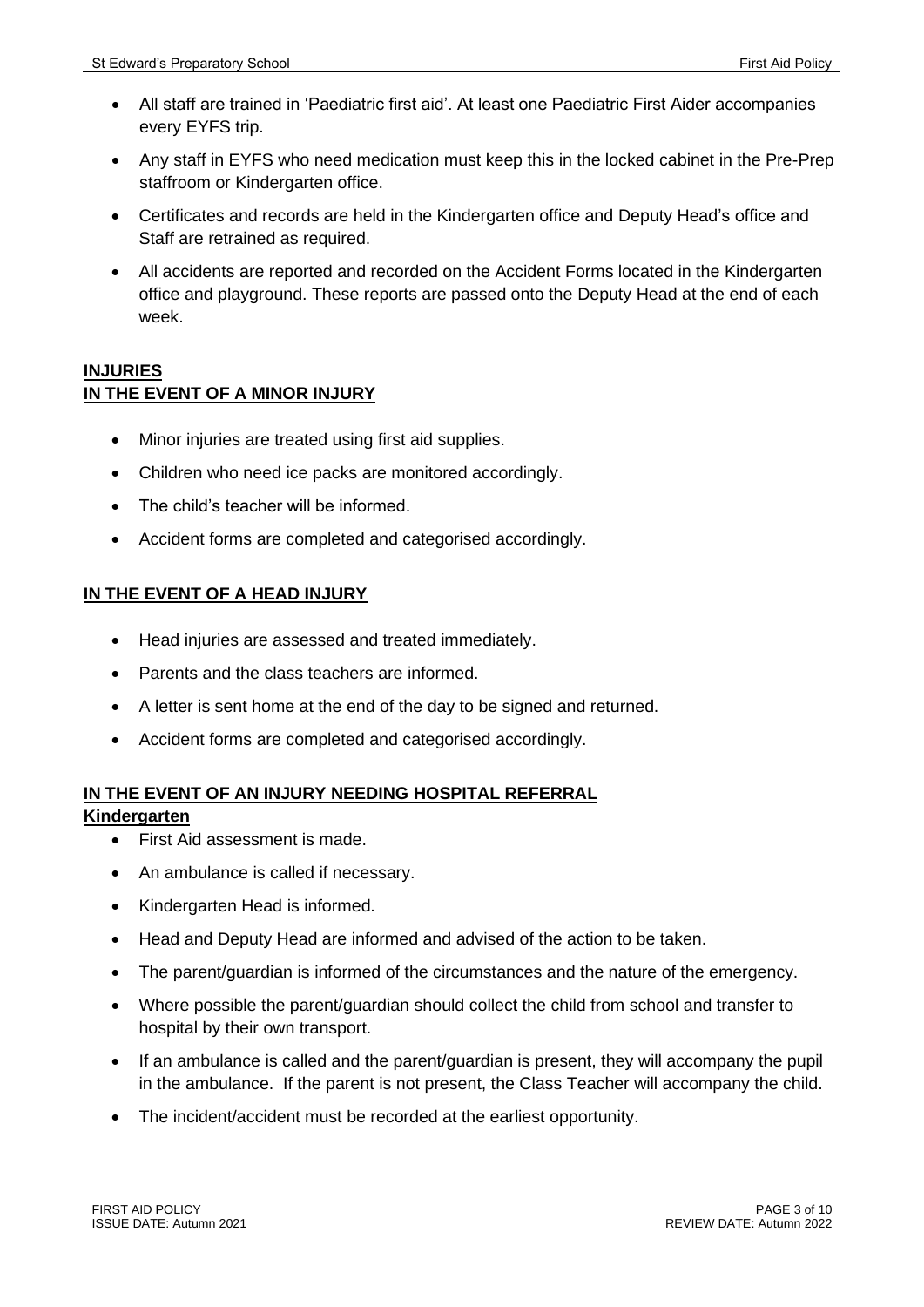- All staff are trained in 'Paediatric first aid'. At least one Paediatric First Aider accompanies every EYFS trip.
- Any staff in EYFS who need medication must keep this in the locked cabinet in the Pre-Prep staffroom or Kindergarten office.
- Certificates and records are held in the Kindergarten office and Deputy Head's office and Staff are retrained as required.
- All accidents are reported and recorded on the Accident Forms located in the Kindergarten office and playground. These reports are passed onto the Deputy Head at the end of each week.

## INJURIES

### IN THE EVENT OF A MINOR INJURY

- Minor injuries are treated using first aid supplies.
- Children who need ice packs are monitored accordingly.
- The child's teacher will be informed.
- Accident forms are completed and categorised accordingly.

### IN THE EVENT OF A HEAD INJURY

- Head injuries are assessed and treated immediately.
- Parents and the class teachers are informed.
- A letter is sent home at the end of the day to be signed and returned.
- Accident forms are completed and categorised accordingly.

### IN THE EVENT OF AN INJURY NEEDING HOSPITAL REFERRAL

#### Kindergarten

- First Aid assessment is made.
- An ambulance is called if necessary.
- Kindergarten Head is informed.
- Head and Deputy Head are informed and advised of the action to be taken.
- The parent/guardian is informed of the circumstances and the nature of the emergency.
- Where possible the parent/guardian should collect the child from school and transfer to hospital by their own transport.
- If an ambulance is called and the parent/guardian is present, they will accompany the pupil in the ambulance. If the parent is not present, the Class Teacher will accompany the child.
- The incident/accident must be recorded at the earliest opportunity.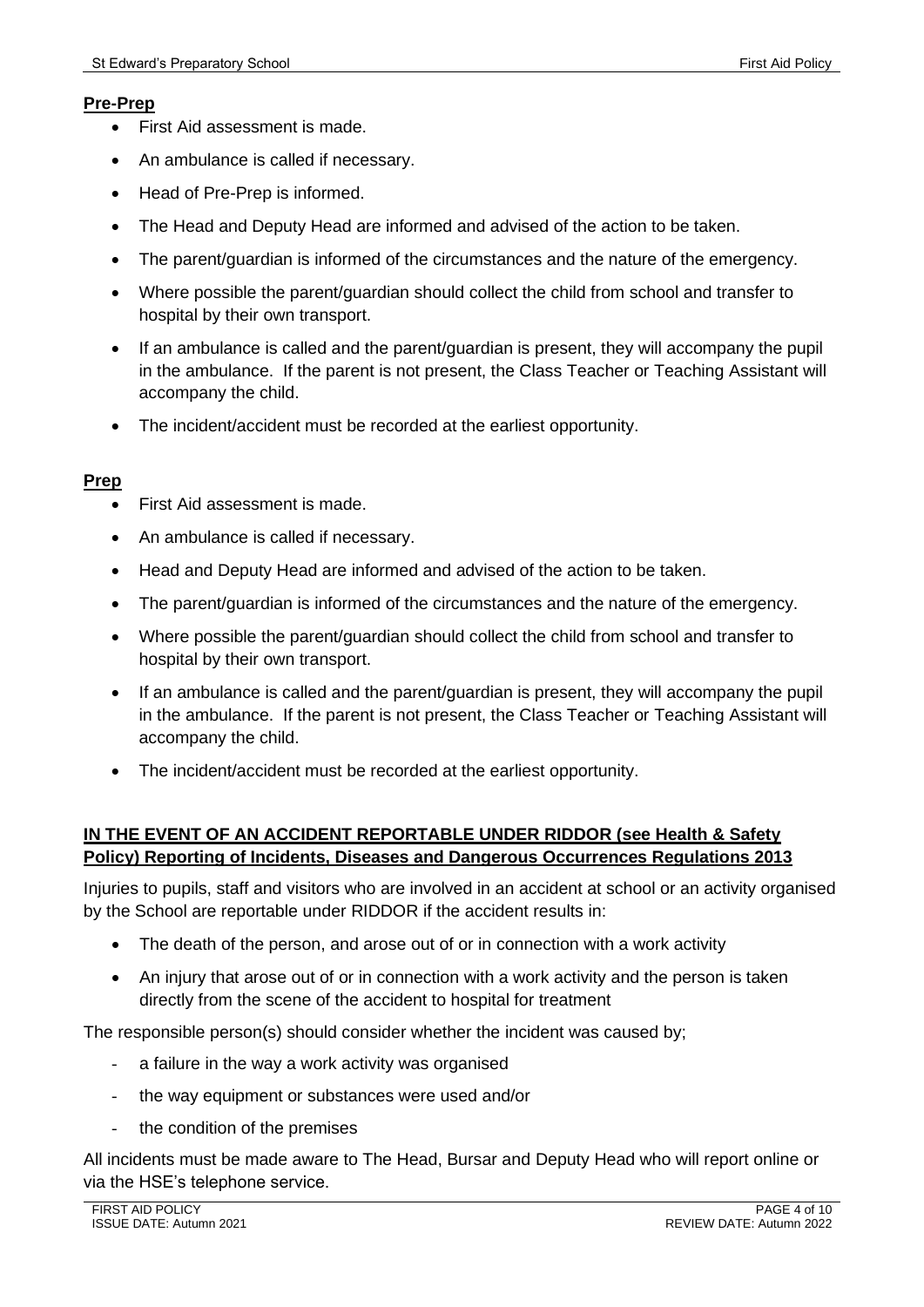**Pre-Prep**

- First Aid assessment is made.
- An ambulance is called if necessary.
- Head of Pre-Prep is informed.
- The Head and Deputy Head are informed and advised of the action to be taken.
- The parent/guardian is informed of the circumstances and the nature of the emergency.
- Where possible the parent/guardian should collect the child from school and transfer to hospital by their own transport.
- If an ambulance is called and the parent/guardian is present, they will accompany the pupil in the ambulance. If the parent is not present, the Class Teacher or Teaching Assistant will accompany the child.
- The incident/accident must be recorded at the earliest opportunity.

**Prep**

- First Aid assessment is made.
- An ambulance is called if necessary.
- Head and Deputy Head are informed and advised of the action to be taken.
- The parent/guardian is informed of the circumstances and the nature of the emergency.
- Where possible the parent/guardian should collect the child from school and transfer to hospital by their own transport.
- If an ambulance is called and the parent/guardian is present, they will accompany the pupil in the ambulance. If the parent is not present, the Class Teacher or Teaching Assistant will accompany the child.
- The incident/accident must be recorded at the earliest opportunity.

**IN THE EVENT OF AN ACCIDENT REPORTABLE UNDER RIDDOR (see Health & Safety Policy) Reporting of Incidents, Diseases and Dangerous Occurrences Regulations 2013**

Injuries to pupils, staff and visitors who are involved in an accident at school or an activity organised by the School are reportable under RIDDOR if the accident results in:

- The death of the person, and arose out of or in connection with a work activity
- An injury that arose out of or in connection with a work activity and the person is taken directly from the scene of the accident to hospital for treatment

The responsible person(s) should consider whether the incident was caused by;

- a failure in the way a work activity was organised
- the way equipment or substances were used and/or
- the condition of the premises

All incidents must be made aware to The Head, Bursar and Deputy Head who will report online or via the HSE's telephone service.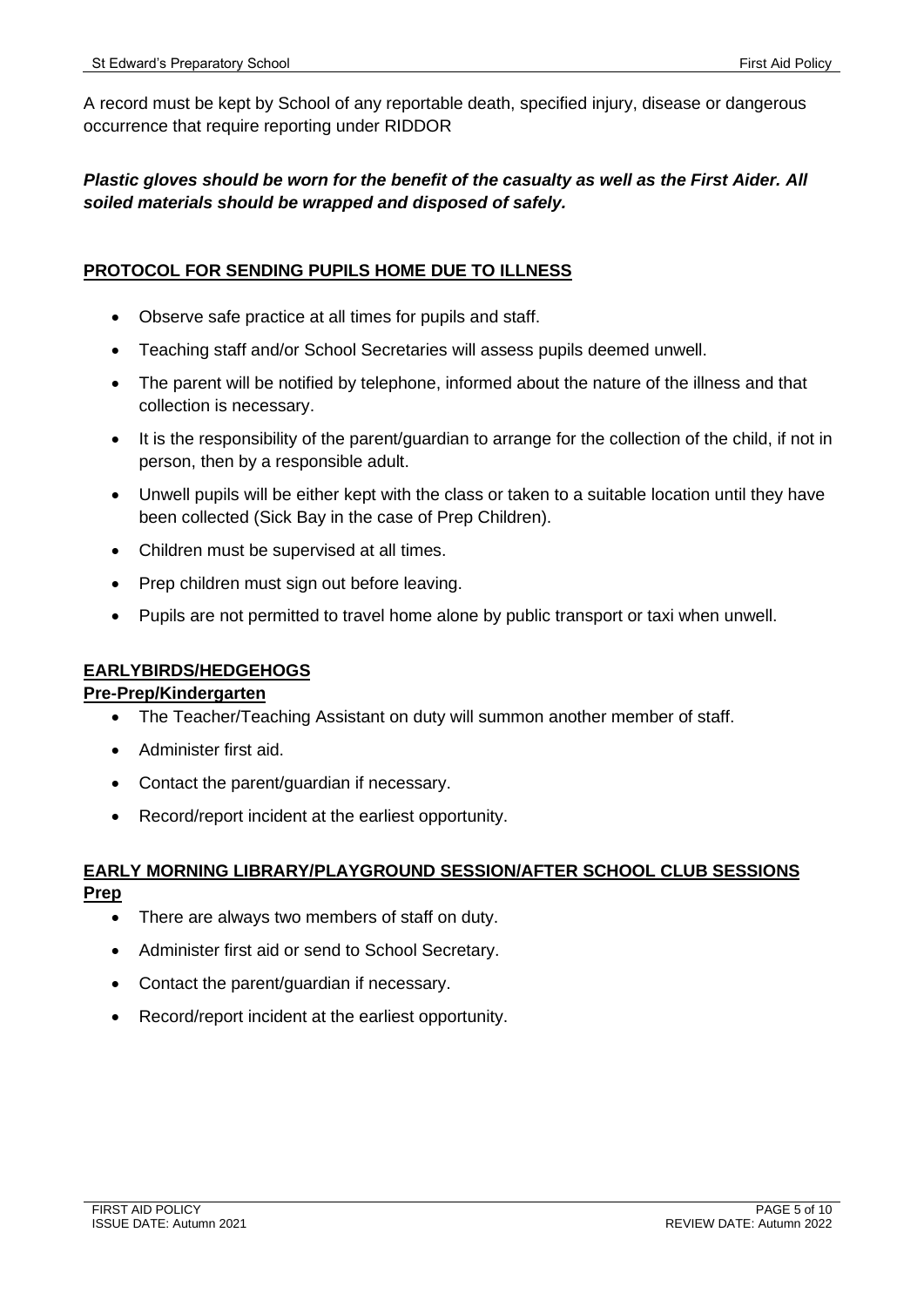A record must be kept by School of any reportable death, specified injury, disease or dangerous occurrence that require reporting under RIDDOR

***Plastic gloves should be worn for the benefit of the casualty as well as the First Aider. All soiled materials should be wrapped and disposed of safely.***

## PROTOCOL FOR SENDING PUPILS HOME DUE TO ILLNESS

- Observe safe practice at all times for pupils and staff.
- Teaching staff and/or School Secretaries will assess pupils deemed unwell.
- The parent will be notified by telephone, informed about the nature of the illness and that collection is necessary.
- It is the responsibility of the parent/guardian to arrange for the collection of the child, if not in person, then by a responsible adult.
- Unwell pupils will be either kept with the class or taken to a suitable location until they have been collected (Sick Bay in the case of Prep Children).
- Children must be supervised at all times.
- Prep children must sign out before leaving.
- Pupils are not permitted to travel home alone by public transport or taxi when unwell.

## EARLYBIRDS/HEDGEHOGS

### Pre-Prep/Kindergarten

- The Teacher/Teaching Assistant on duty will summon another member of staff.
- Administer first aid.
- Contact the parent/guardian if necessary.
- Record/report incident at the earliest opportunity.

## EARLY MORNING LIBRARY/PLAYGROUND SESSION/AFTER SCHOOL CLUB SESSIONS

### Prep

- There are always two members of staff on duty.
- Administer first aid or send to School Secretary.
- Contact the parent/guardian if necessary.
- Record/report incident at the earliest opportunity.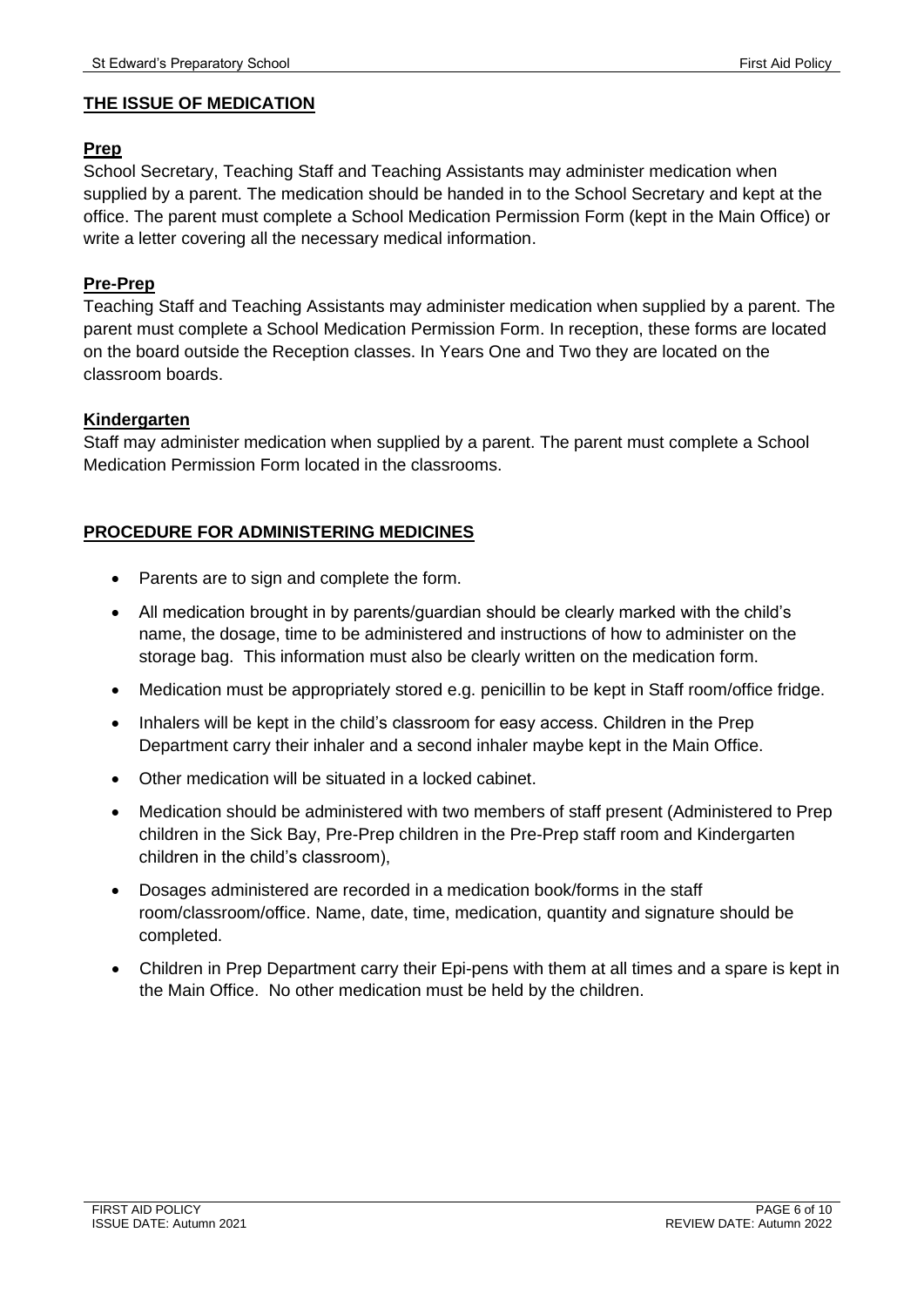## THE ISSUE OF MEDICATION

### Prep

School Secretary, Teaching Staff and Teaching Assistants may administer medication when supplied by a parent. The medication should be handed in to the School Secretary and kept at the office. The parent must complete a School Medication Permission Form (kept in the Main Office) or write a letter covering all the necessary medical information.

### Pre-Prep

Teaching Staff and Teaching Assistants may administer medication when supplied by a parent. The parent must complete a School Medication Permission Form. In reception, these forms are located on the board outside the Reception classes. In Years One and Two they are located on the classroom boards.

### Kindergarten

Staff may administer medication when supplied by a parent. The parent must complete a School Medication Permission Form located in the classrooms.

## PROCEDURE FOR ADMINISTERING MEDICINES

- Parents are to sign and complete the form.
- All medication brought in by parents/guardian should be clearly marked with the child's name, the dosage, time to be administered and instructions of how to administer on the storage bag. This information must also be clearly written on the medication form.
- Medication must be appropriately stored e.g. penicillin to be kept in Staff room/office fridge.
- Inhalers will be kept in the child's classroom for easy access. Children in the Prep Department carry their inhaler and a second inhaler maybe kept in the Main Office.
- Other medication will be situated in a locked cabinet.
- Medication should be administered with two members of staff present (Administered to Prep children in the Sick Bay, Pre-Prep children in the Pre-Prep staff room and Kindergarten children in the child's classroom),
- Dosages administered are recorded in a medication book/forms in the staff room/classroom/office. Name, date, time, medication, quantity and signature should be completed.
- Children in Prep Department carry their Epi-pens with them at all times and a spare is kept in the Main Office. No other medication must be held by the children.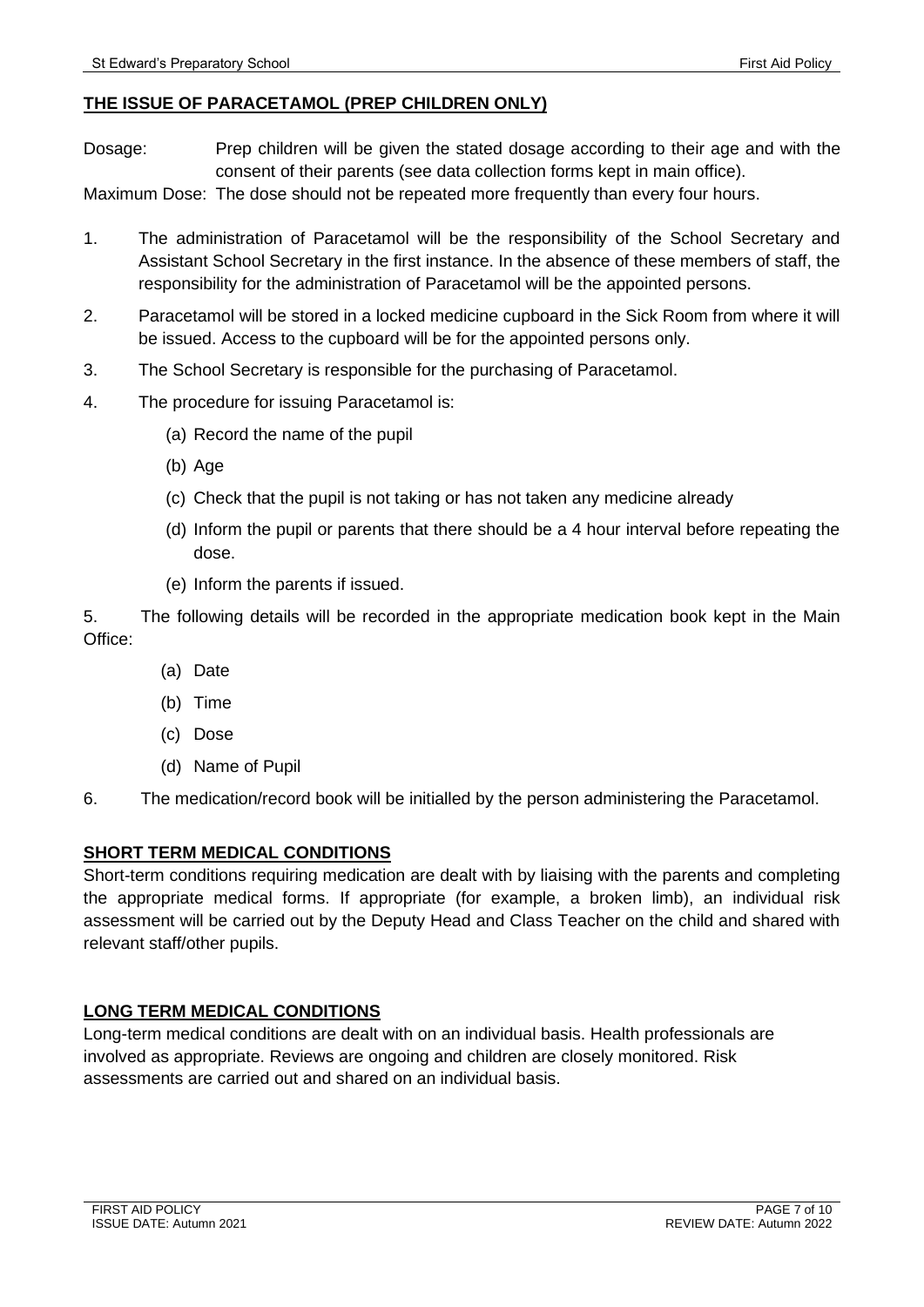## THE ISSUE OF PARACETAMOL (PREP CHILDREN ONLY)

Dosage: Prep children will be given the stated dosage according to their age and with the consent of their parents (see data collection forms kept in main office).

Maximum Dose: The dose should not be repeated more frequently than every four hours.

1. The administration of Paracetamol will be the responsibility of the School Secretary and Assistant School Secretary in the first instance. In the absence of these members of staff, the responsibility for the administration of Paracetamol will be the appointed persons.
2. Paracetamol will be stored in a locked medicine cupboard in the Sick Room from where it will be issued. Access to the cupboard will be for the appointed persons only.
3. The School Secretary is responsible for the purchasing of Paracetamol.
4. The procedure for issuing Paracetamol is:
   (a) Record the name of the pupil
   (b) Age
   (c) Check that the pupil is not taking or has not taken any medicine already
   (d) Inform the pupil or parents that there should be a 4 hour interval before repeating the dose.
   (e) Inform the parents if issued.
5. The following details will be recorded in the appropriate medication book kept in the Main Office:
   (a) Date
   (b) Time
   (c) Dose
   (d) Name of Pupil
6. The medication/record book will be initialled by the person administering the Paracetamol.

## SHORT TERM MEDICAL CONDITIONS

Short-term conditions requiring medication are dealt with by liaising with the parents and completing the appropriate medical forms. If appropriate (for example, a broken limb), an individual risk assessment will be carried out by the Deputy Head and Class Teacher on the child and shared with relevant staff/other pupils.

## LONG TERM MEDICAL CONDITIONS

Long-term medical conditions are dealt with on an individual basis. Health professionals are involved as appropriate. Reviews are ongoing and children are closely monitored. Risk assessments are carried out and shared on an individual basis.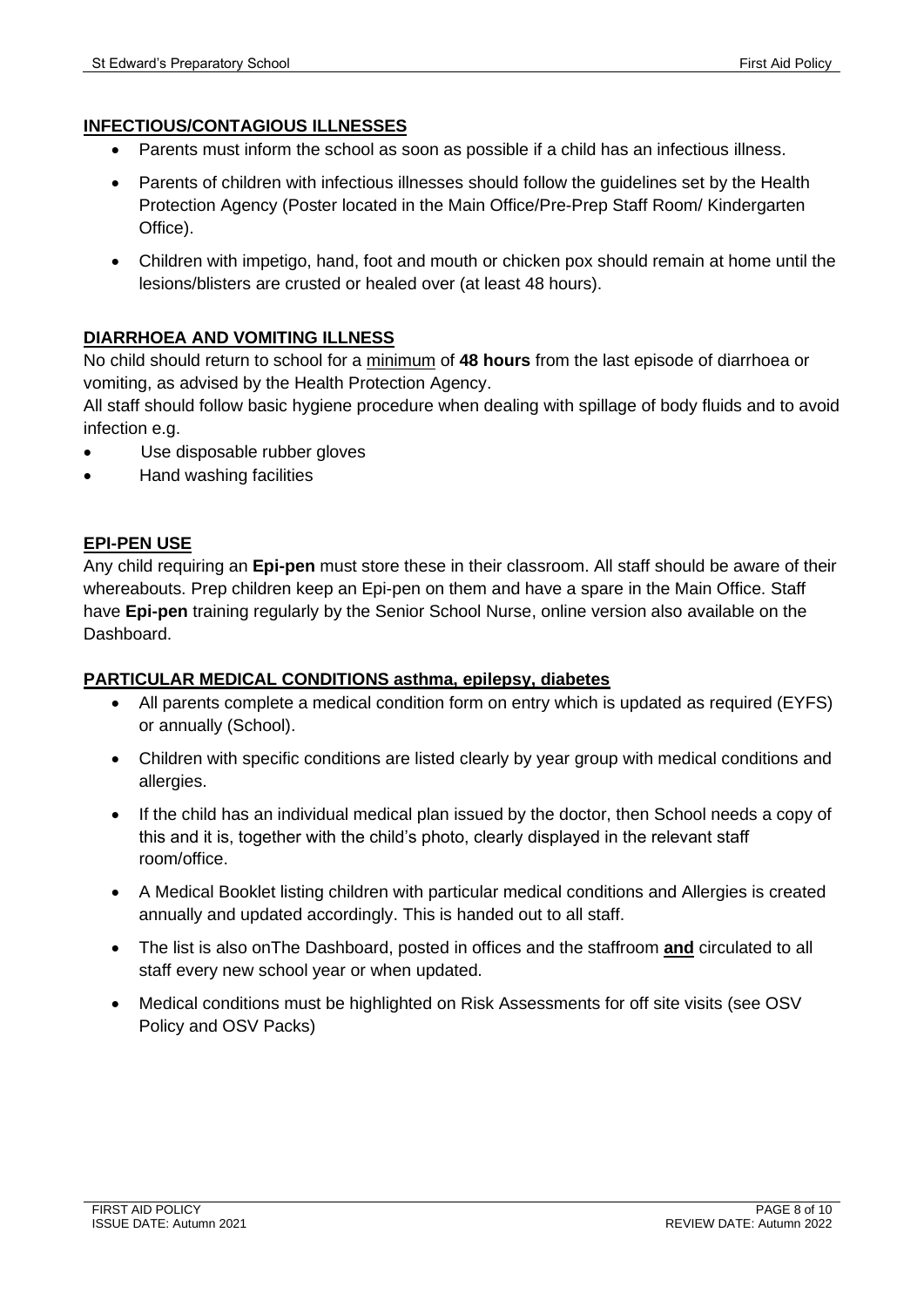## INFECTIOUS/CONTAGIOUS ILLNESSES

- Parents must inform the school as soon as possible if a child has an infectious illness.
- Parents of children with infectious illnesses should follow the guidelines set by the Health Protection Agency (Poster located in the Main Office/Pre-Prep Staff Room/ Kindergarten Office).
- Children with impetigo, hand, foot and mouth or chicken pox should remain at home until the lesions/blisters are crusted or healed over (at least 48 hours).

## DIARRHOEA AND VOMITING ILLNESS

No child should return to school for a minimum of **48 hours** from the last episode of diarrhoea or vomiting, as advised by the Health Protection Agency.

All staff should follow basic hygiene procedure when dealing with spillage of body fluids and to avoid infection e.g.

- Use disposable rubber gloves
- Hand washing facilities

## EPI-PEN USE

Any child requiring an **Epi-pen** must store these in their classroom. All staff should be aware of their whereabouts. Prep children keep an Epi-pen on them and have a spare in the Main Office. Staff have **Epi-pen** training regularly by the Senior School Nurse, online version also available on the Dashboard.

## PARTICULAR MEDICAL CONDITIONS asthma, epilepsy, diabetes

- All parents complete a medical condition form on entry which is updated as required (EYFS) or annually (School).
- Children with specific conditions are listed clearly by year group with medical conditions and allergies.
- If the child has an individual medical plan issued by the doctor, then School needs a copy of this and it is, together with the child's photo, clearly displayed in the relevant staff room/office.
- A Medical Booklet listing children with particular medical conditions and Allergies is created annually and updated accordingly. This is handed out to all staff.
- The list is also onThe Dashboard, posted in offices and the staffroom **and** circulated to all staff every new school year or when updated.
- Medical conditions must be highlighted on Risk Assessments for off site visits (see OSV Policy and OSV Packs)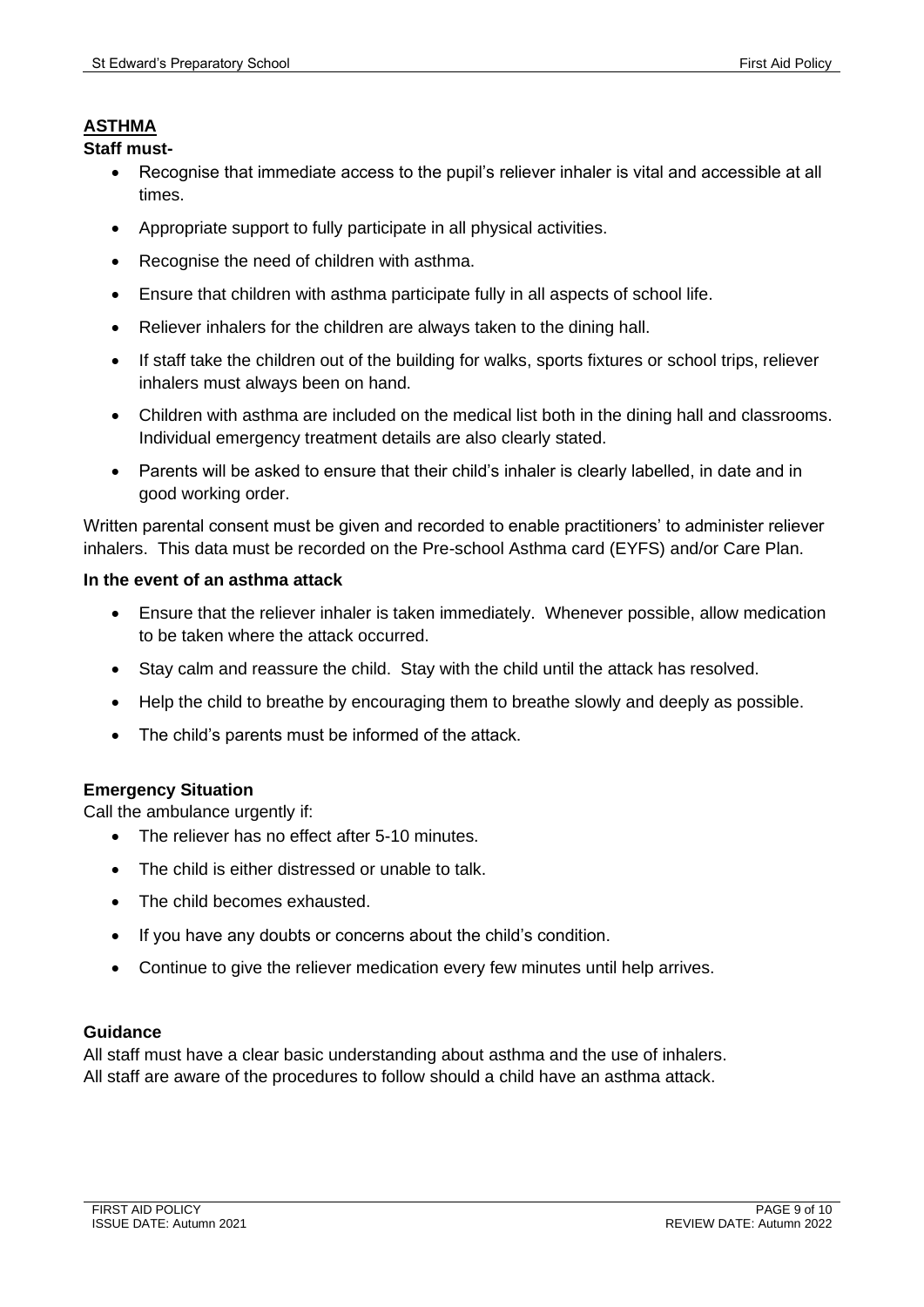## ASTHMA

**Staff must-**

- Recognise that immediate access to the pupil's reliever inhaler is vital and accessible at all times.
- Appropriate support to fully participate in all physical activities.
- Recognise the need of children with asthma.
- Ensure that children with asthma participate fully in all aspects of school life.
- Reliever inhalers for the children are always taken to the dining hall.
- If staff take the children out of the building for walks, sports fixtures or school trips, reliever inhalers must always been on hand.
- Children with asthma are included on the medical list both in the dining hall and classrooms. Individual emergency treatment details are also clearly stated.
- Parents will be asked to ensure that their child's inhaler is clearly labelled, in date and in good working order.

Written parental consent must be given and recorded to enable practitioners' to administer reliever inhalers. This data must be recorded on the Pre-school Asthma card (EYFS) and/or Care Plan.

**In the event of an asthma attack**

- Ensure that the reliever inhaler is taken immediately. Whenever possible, allow medication to be taken where the attack occurred.
- Stay calm and reassure the child. Stay with the child until the attack has resolved.
- Help the child to breathe by encouraging them to breathe slowly and deeply as possible.
- The child's parents must be informed of the attack.

**Emergency Situation**

Call the ambulance urgently if:

- The reliever has no effect after 5-10 minutes.
- The child is either distressed or unable to talk.
- The child becomes exhausted.
- If you have any doubts or concerns about the child's condition.
- Continue to give the reliever medication every few minutes until help arrives.

**Guidance**

All staff must have a clear basic understanding about asthma and the use of inhalers.
All staff are aware of the procedures to follow should a child have an asthma attack.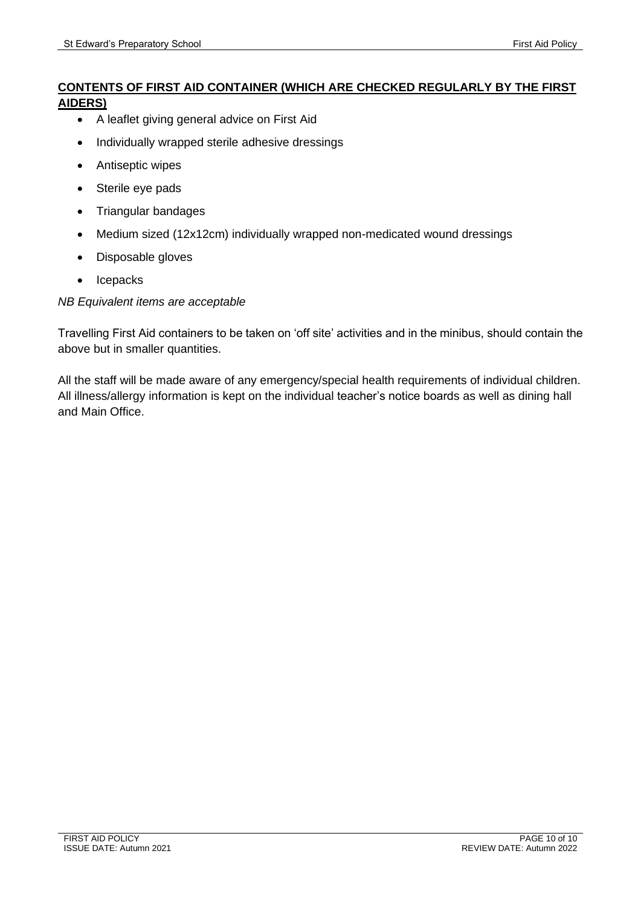**CONTENTS OF FIRST AID CONTAINER (WHICH ARE CHECKED REGULARLY BY THE FIRST AIDERS)**

- A leaflet giving general advice on First Aid
- Individually wrapped sterile adhesive dressings
- Antiseptic wipes
- Sterile eye pads
- Triangular bandages
- Medium sized (12x12cm) individually wrapped non-medicated wound dressings
- Disposable gloves
- Icepacks

*NB Equivalent items are acceptable*

Travelling First Aid containers to be taken on 'off site' activities and in the minibus, should contain the above but in smaller quantities.

All the staff will be made aware of any emergency/special health requirements of individual children. All illness/allergy information is kept on the individual teacher's notice boards as well as dining hall and Main Office.